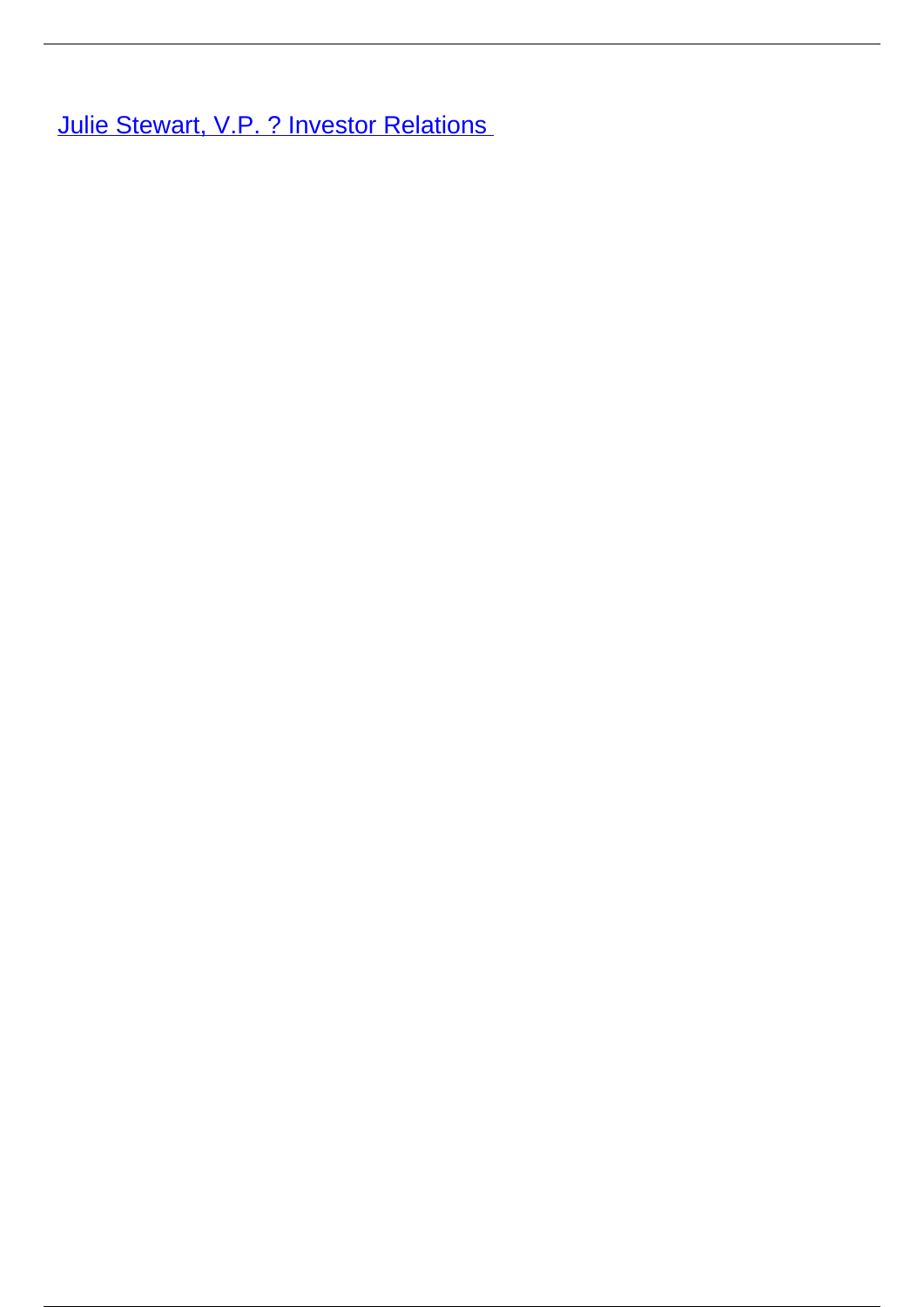[Julie Stewart, V.P. ? Investor Relations]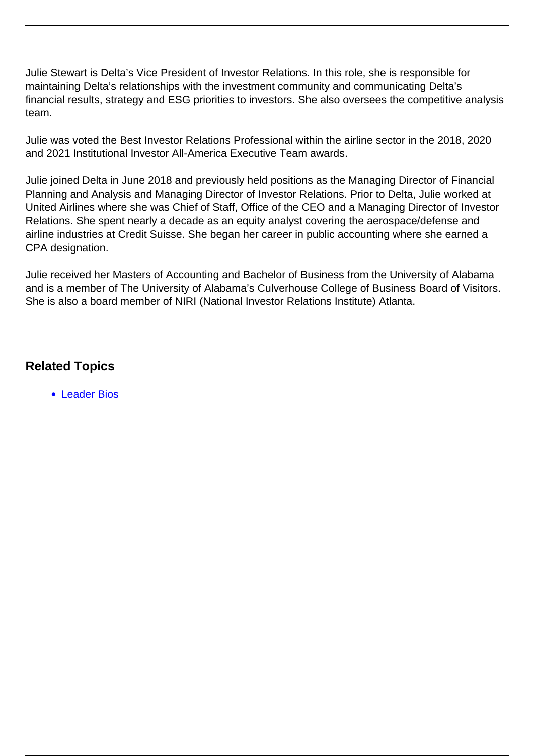Julie Stewart is Delta's Vice President of Investor Relations. In this role, she is responsible for maintaining Delta's relationships with the investment community and communicating Delta's financial results, strategy and ESG priorities to investors. She also oversees the competitive analysis team.

Julie was voted the Best Investor Relations Professional within the airline sector in the 2018, 2020 and 2021 Institutional Investor All-America Executive Team awards.

Julie joined Delta in June 2018 and previously held positions as the Managing Director of Financial Planning and Analysis and Managing Director of Investor Relations. Prior to Delta, Julie worked at United Airlines where she was Chief of Staff, Office of the CEO and a Managing Director of Investor Relations. She spent nearly a decade as an equity analyst covering the aerospace/defense and airline industries at Credit Suisse. She began her career in public accounting where she earned a CPA designation.

Julie received her Masters of Accounting and Bachelor of Business from the University of Alabama and is a member of The University of Alabama's Culverhouse College of Business Board of Visitors. She is also a board member of NIRI (National Investor Relations Institute) Atlanta.

### Related Topics

- Leader Bios